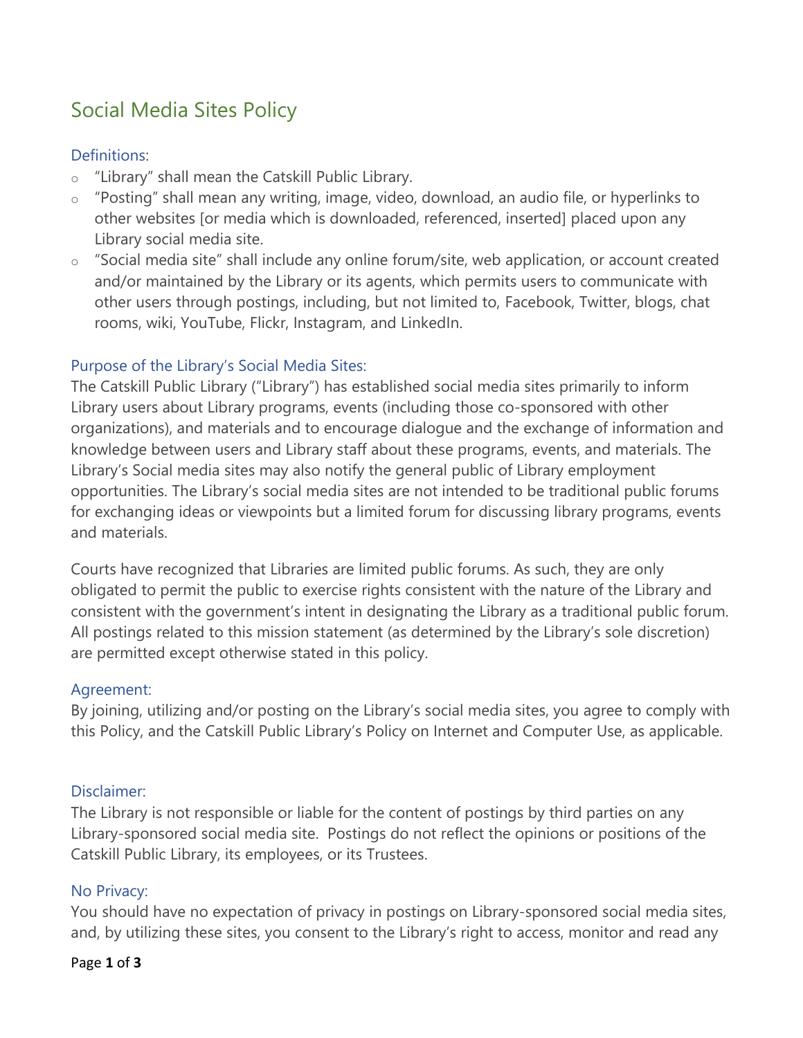# Social Media Sites Policy

## Definitions:

- "Library" shall mean the Catskill Public Library.
- "Posting" shall mean any writing, image, video, download, an audio file, or hyperlinks to other websites [or media which is downloaded, referenced, inserted] placed upon any Library social media site.
- "Social media site" shall include any online forum/site, web application, or account created and/or maintained by the Library or its agents, which permits users to communicate with other users through postings, including, but not limited to, Facebook, Twitter, blogs, chat rooms, wiki, YouTube, Flickr, Instagram, and LinkedIn.

## Purpose of the Library's Social Media Sites:

The Catskill Public Library ("Library") has established social media sites primarily to inform Library users about Library programs, events (including those co-sponsored with other organizations), and materials and to encourage dialogue and the exchange of information and knowledge between users and Library staff about these programs, events, and materials. The Library's Social media sites may also notify the general public of Library employment opportunities. The Library's social media sites are not intended to be traditional public forums for exchanging ideas or viewpoints but a limited forum for discussing library programs, events and materials.

Courts have recognized that Libraries are limited public forums. As such, they are only obligated to permit the public to exercise rights consistent with the nature of the Library and consistent with the government's intent in designating the Library as a traditional public forum. All postings related to this mission statement (as determined by the Library's sole discretion) are permitted except otherwise stated in this policy.

## Agreement:

By joining, utilizing and/or posting on the Library's social media sites, you agree to comply with this Policy, and the Catskill Public Library's Policy on Internet and Computer Use, as applicable.

## Disclaimer:

The Library is not responsible or liable for the content of postings by third parties on any Library-sponsored social media site. Postings do not reflect the opinions or positions of the Catskill Public Library, its employees, or its Trustees.

## No Privacy:

You should have no expectation of privacy in postings on Library-sponsored social media sites, and, by utilizing these sites, you consent to the Library's right to access, monitor and read any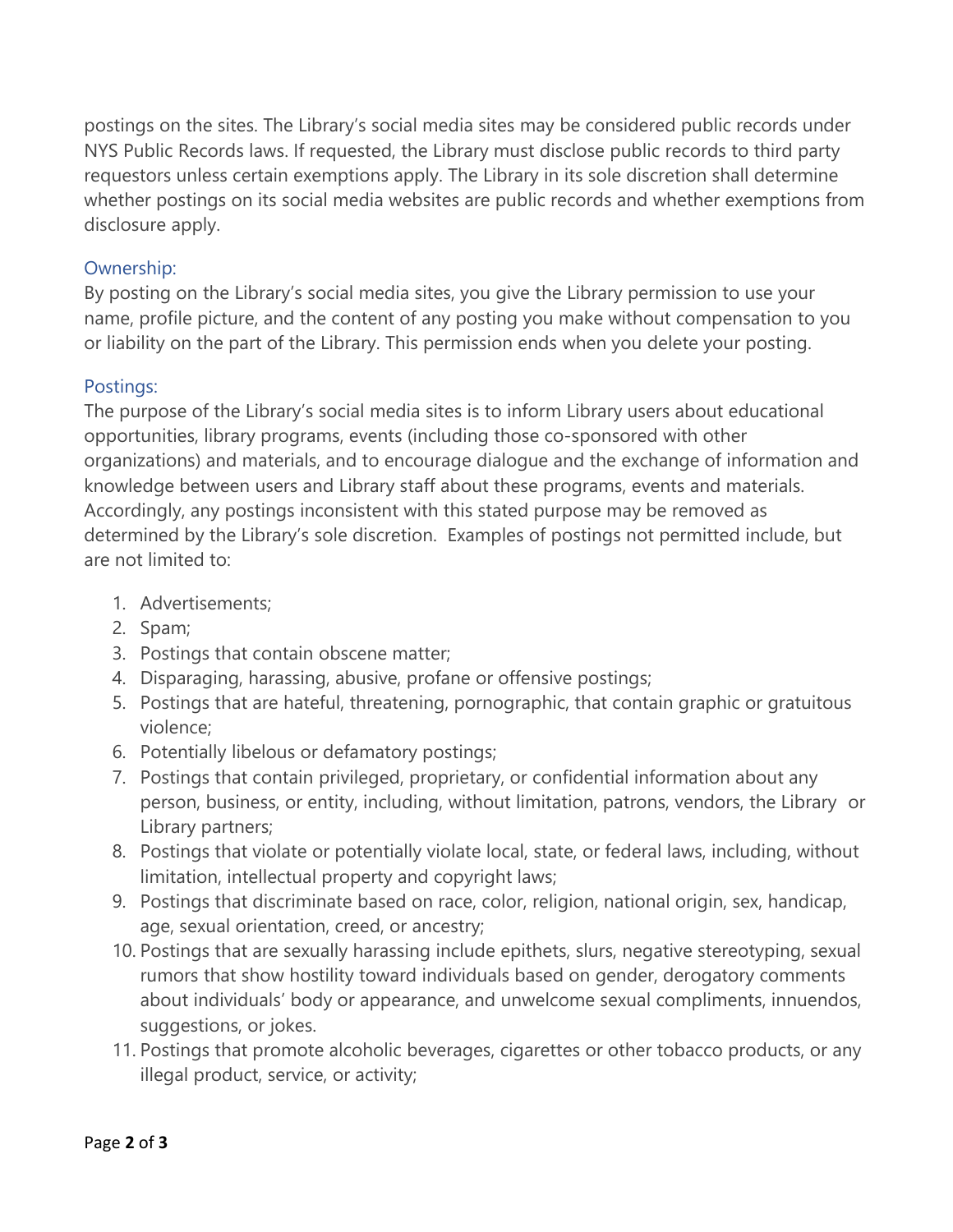postings on the sites. The Library's social media sites may be considered public records under NYS Public Records laws. If requested, the Library must disclose public records to third party requestors unless certain exemptions apply. The Library in its sole discretion shall determine whether postings on its social media websites are public records and whether exemptions from disclosure apply.

### Ownership:

By posting on the Library's social media sites, you give the Library permission to use your name, profile picture, and the content of any posting you make without compensation to you or liability on the part of the Library. This permission ends when you delete your posting.

### Postings:

The purpose of the Library's social media sites is to inform Library users about educational opportunities, library programs, events (including those co-sponsored with other organizations) and materials, and to encourage dialogue and the exchange of information and knowledge between users and Library staff about these programs, events and materials. Accordingly, any postings inconsistent with this stated purpose may be removed as determined by the Library's sole discretion. Examples of postings not permitted include, but are not limited to:

1. Advertisements;
2. Spam;
3. Postings that contain obscene matter;
4. Disparaging, harassing, abusive, profane or offensive postings;
5. Postings that are hateful, threatening, pornographic, that contain graphic or gratuitous violence;
6. Potentially libelous or defamatory postings;
7. Postings that contain privileged, proprietary, or confidential information about any person, business, or entity, including, without limitation, patrons, vendors, the Library or Library partners;
8. Postings that violate or potentially violate local, state, or federal laws, including, without limitation, intellectual property and copyright laws;
9. Postings that discriminate based on race, color, religion, national origin, sex, handicap, age, sexual orientation, creed, or ancestry;
10. Postings that are sexually harassing include epithets, slurs, negative stereotyping, sexual rumors that show hostility toward individuals based on gender, derogatory comments about individuals' body or appearance, and unwelcome sexual compliments, innuendos, suggestions, or jokes.
11. Postings that promote alcoholic beverages, cigarettes or other tobacco products, or any illegal product, service, or activity;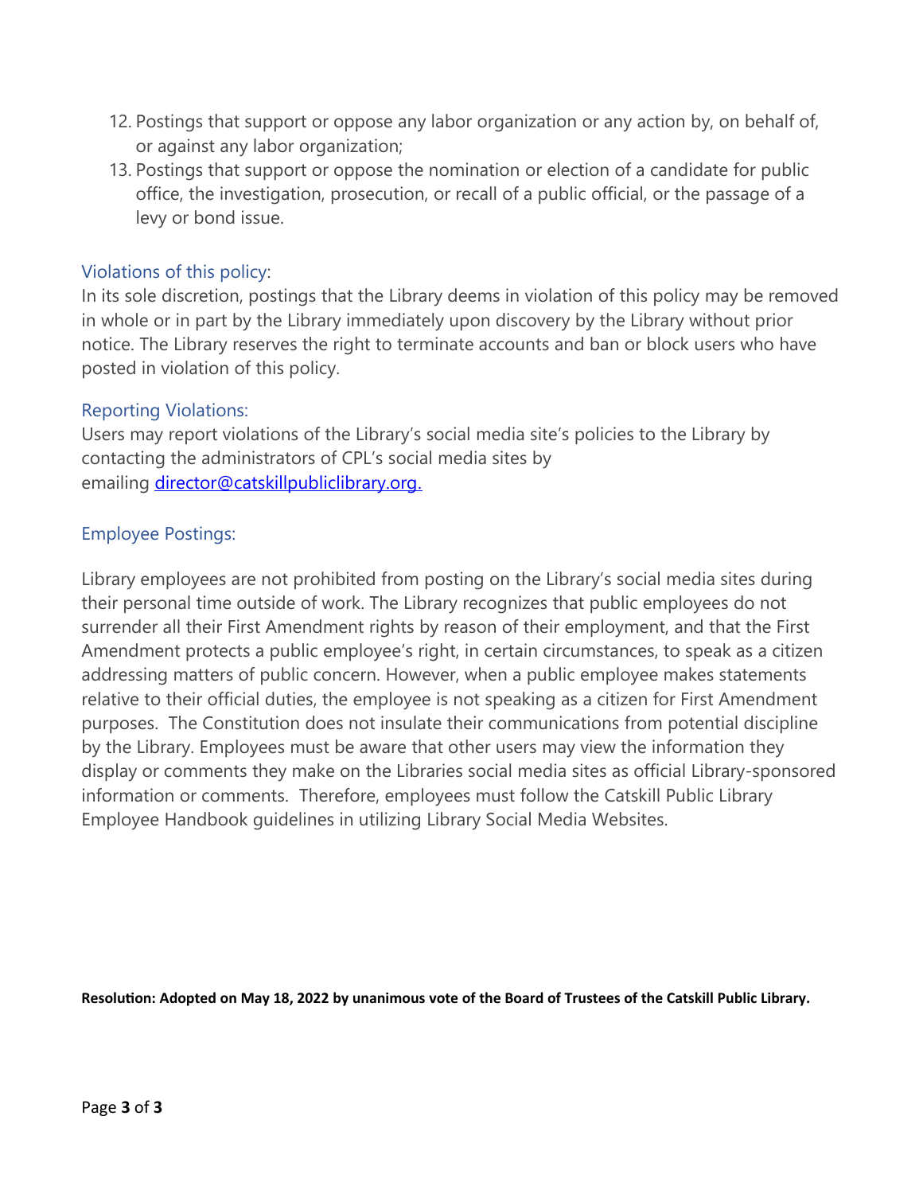12. Postings that support or oppose any labor organization or any action by, on behalf of, or against any labor organization;
13. Postings that support or oppose the nomination or election of a candidate for public office, the investigation, prosecution, or recall of a public official, or the passage of a levy or bond issue.

## Violations of this policy:

In its sole discretion, postings that the Library deems in violation of this policy may be removed in whole or in part by the Library immediately upon discovery by the Library without prior notice. The Library reserves the right to terminate accounts and ban or block users who have posted in violation of this policy.

## Reporting Violations:

Users may report violations of the Library's social media site's policies to the Library by contacting the administrators of CPL's social media sites by emailing [director@catskillpubliclibrary.org.](mailto:director@catskillpubliclibrary.org)

## Employee Postings:

Library employees are not prohibited from posting on the Library's social media sites during their personal time outside of work. The Library recognizes that public employees do not surrender all their First Amendment rights by reason of their employment, and that the First Amendment protects a public employee's right, in certain circumstances, to speak as a citizen addressing matters of public concern. However, when a public employee makes statements relative to their official duties, the employee is not speaking as a citizen for First Amendment purposes. The Constitution does not insulate their communications from potential discipline by the Library. Employees must be aware that other users may view the information they display or comments they make on the Libraries social media sites as official Library-sponsored information or comments. Therefore, employees must follow the Catskill Public Library Employee Handbook guidelines in utilizing Library Social Media Websites.

**Resolution: Adopted on May 18, 2022 by unanimous vote of the Board of Trustees of the Catskill Public Library.**